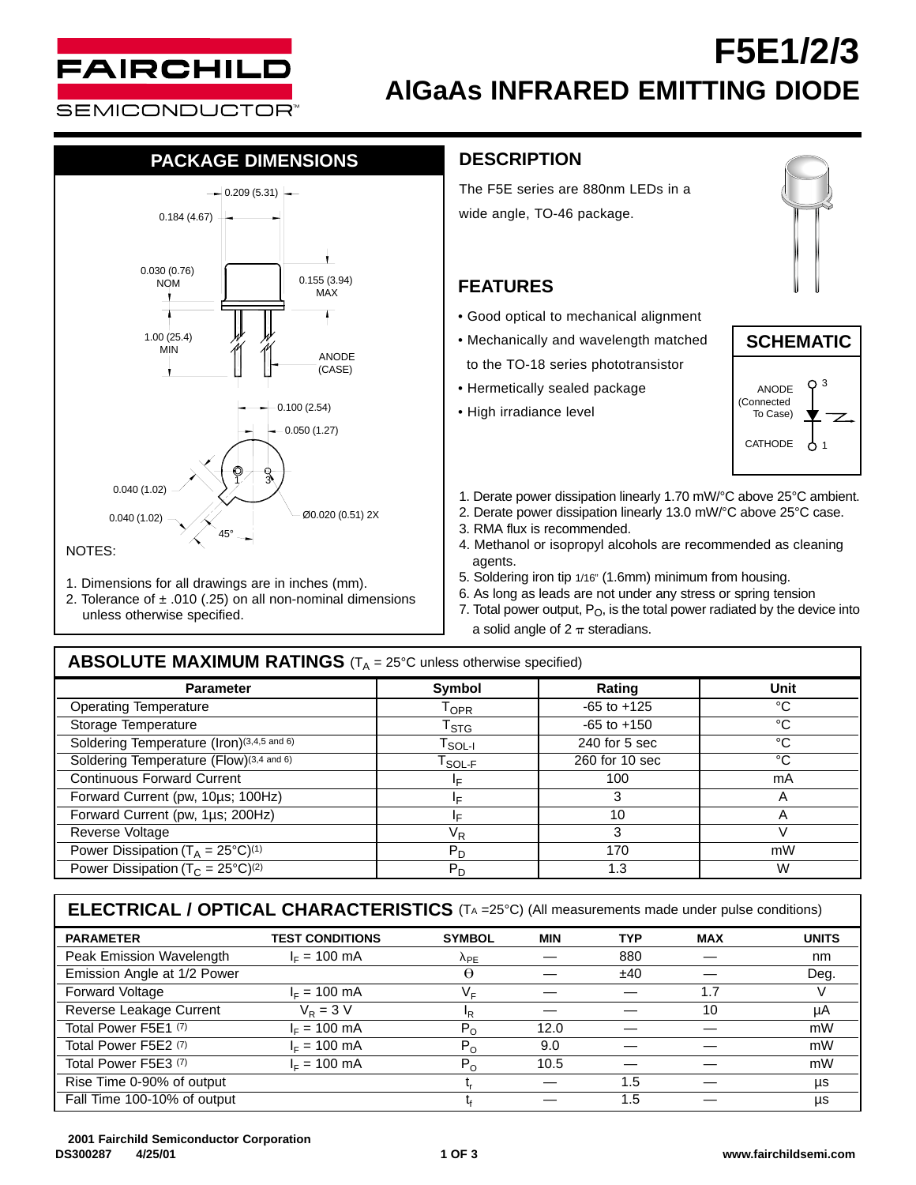# F5E1/2/3

# AlGaAs INFRARED EMITTING DIODE

## PACKAGE DIMENSIONS

0.209 (5.31)

0.184 (4.67)

0.030 (0.76) NOM

0.155 (3.94) MAX

1.00 (25.4) MIN

ANODE (CASE)

0.100 (2.54)

0.050 (1.27)

0.040 (1.02)

0.040 (1.02)

Ø0.020 (0.51) 2X

45°

NOTES:

1. Dimensions for all drawings are in inches (mm).
2. Tolerance of ± .010 (.25) on all non-nominal dimensions unless otherwise specified.

## DESCRIPTION

The F5E series are 880nm LEDs in a wide angle, TO-46 package.

## FEATURES

- Good optical to mechanical alignment
- Mechanically and wavelength matched to the TO-18 series phototransistor
- Hermetically sealed package
- High irradiance level

## SCHEMATIC

ANODE (Connected To Case) 3

CATHODE 1

1. Derate power dissipation linearly 1.70 mW/°C above 25°C ambient.
2. Derate power dissipation linearly 13.0 mW/°C above 25°C case.
3. RMA flux is recommended.
4. Methanol or isopropyl alcohols are recommended as cleaning agents.
5. Soldering iron tip 1/16" (1.6mm) minimum from housing.
6. As long as leads are not under any stress or spring tension
7. Total power output, $P_O$, is the total power radiated by the device into a solid angle of 2 π steradians.

## ABSOLUTE MAXIMUM RATINGS ($T_A$ = 25°C unless otherwise specified)

| Parameter | Symbol | Rating | Unit |
|---|---|---|---|
| Operating Temperature | $T_{OPR}$ | -65 to +125 | °C |
| Storage Temperature | $T_{STG}$ | -65 to +150 | °C |
| Soldering Temperature (Iron)(3,4,5 and 6) | $T_{SOL-I}$ | 240 for 5 sec | °C |
| Soldering Temperature (Flow)(3,4 and 6) | $T_{SOL-F}$ | 260 for 10 sec | °C |
| Continuous Forward Current | $I_F$ | 100 | mA |
| Forward Current (pw, 10µs; 100Hz) | $I_F$ | 3 | A |
| Forward Current (pw, 1µs; 200Hz) | $I_F$ | 10 | A |
| Reverse Voltage | $V_R$ | 3 | V |
| Power Dissipation ($T_A$ = 25°C)(1) | $P_D$ | 170 | mW |
| Power Dissipation ($T_C$ = 25°C)(2) | $P_D$ | 1.3 | W |

## ELECTRICAL / OPTICAL CHARACTERISTICS ($T_A$ =25°C) (All measurements made under pulse conditions)

| PARAMETER | TEST CONDITIONS | SYMBOL | MIN | TYP | MAX | UNITS |
|---|---|---|---|---|---|---|
| Peak Emission Wavelength | $I_F$ = 100 mA | $\lambda_{PE}$ | — | 880 | — | nm |
| Emission Angle at 1/2 Power | | Θ | — | ±40 | — | Deg. |
| Forward Voltage | $I_F$ = 100 mA | $V_F$ | — | — | 1.7 | V |
| Reverse Leakage Current | $V_R$ = 3 V | $I_R$ | — | — | 10 | µA |
| Total Power F5E1 (7) | $I_F$ = 100 mA | $P_O$ | 12.0 | — | — | mW |
| Total Power F5E2 (7) | $I_F$ = 100 mA | $P_O$ | 9.0 | — | — | mW |
| Total Power F5E3 (7) | $I_F$ = 100 mA | $P_O$ | 10.5 | — | — | mW |
| Rise Time 0-90% of output | | $t_r$ | — | 1.5 | — | µs |
| Fall Time 100-10% of output | | $t_f$ | — | 1.5 | — | µs |

2001 Fairchild Semiconductor Corporation
DS300287 4/25/01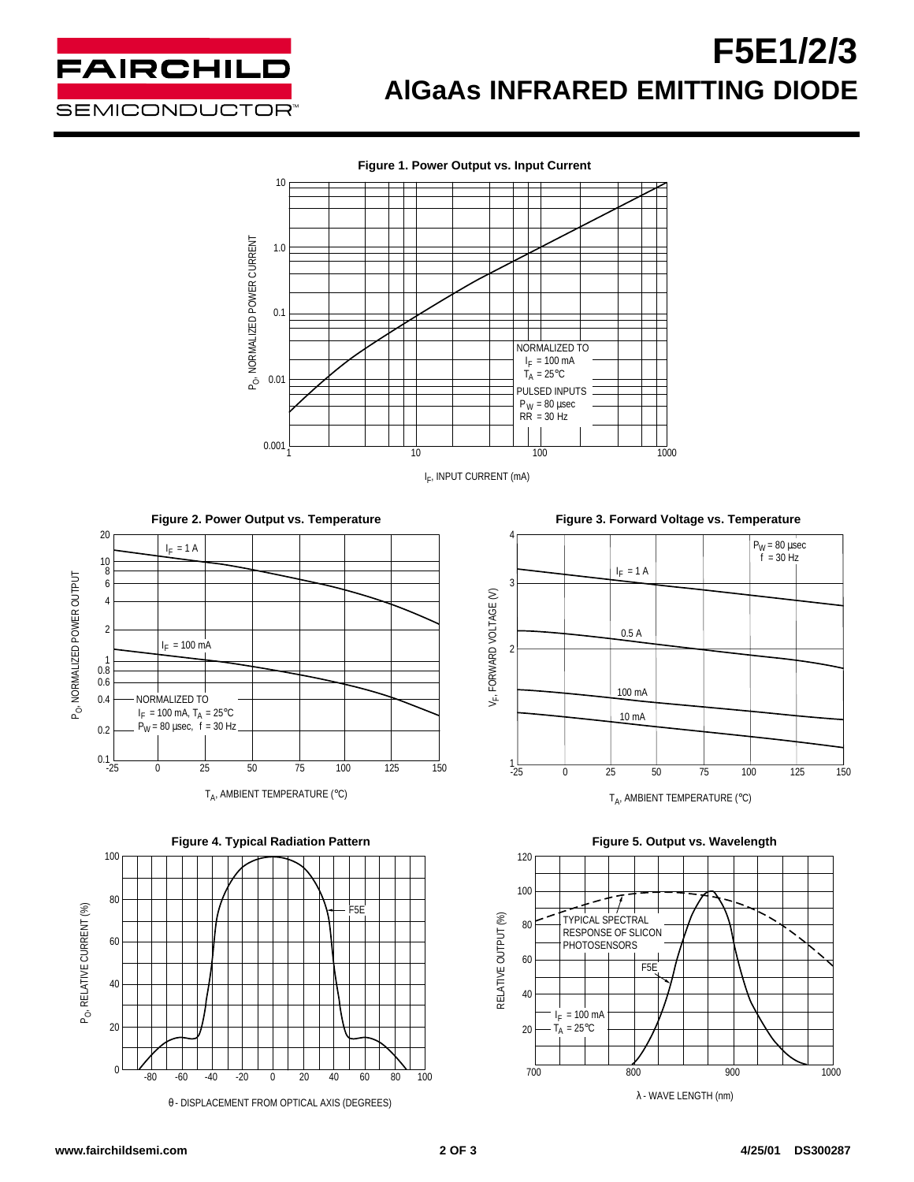# F5E1/2/3

## AlGaAs INFRARED EMITTING DIODE

**Figure 1. Power Output vs. Input Current**

$P_O$, NORMALIZED POWER CURRENT

NORMALIZED TO
$I_F$ = 100 mA
$T_A$ = 25°C

PULSED INPUTS
$P_W$ = 80 µsec
RR = 30 Hz

$I_F$, INPUT CURRENT (mA)

**Figure 2. Power Output vs. Temperature**

$P_O$, NORMALIZED POWER OUTPUT

$I_F$ = 1 A

$I_F$ = 100 mA

NORMALIZED TO
$I_F$ = 100 mA, $T_A$ = 25°C
$P_W$ = 80 µsec, f = 30 Hz

$T_A$, AMBIENT TEMPERATURE (°C)

**Figure 3. Forward Voltage vs. Temperature**

$V_F$, FORWARD VOLTAGE (V)

$P_W$ = 80 µsec
f = 30 Hz

$I_F$ = 1 A

0.5 A

100 mA

10 mA

$T_A$, AMBIENT TEMPERATURE (°C)

**Figure 4. Typical Radiation Pattern**

$P_O$, RELATIVE CURRENT (%)

F5E

θ - DISPLACEMENT FROM OPTICAL AXIS (DEGREES)

**Figure 5. Output vs. Wavelength**

RELATIVE OUTPUT (%)

TYPICAL SPECTRAL RESPONSE OF SLICON PHOTOSENSORS

F5E

$I_F$ = 100 mA
$T_A$ = 25°C

λ - WAVE LENGTH (nm)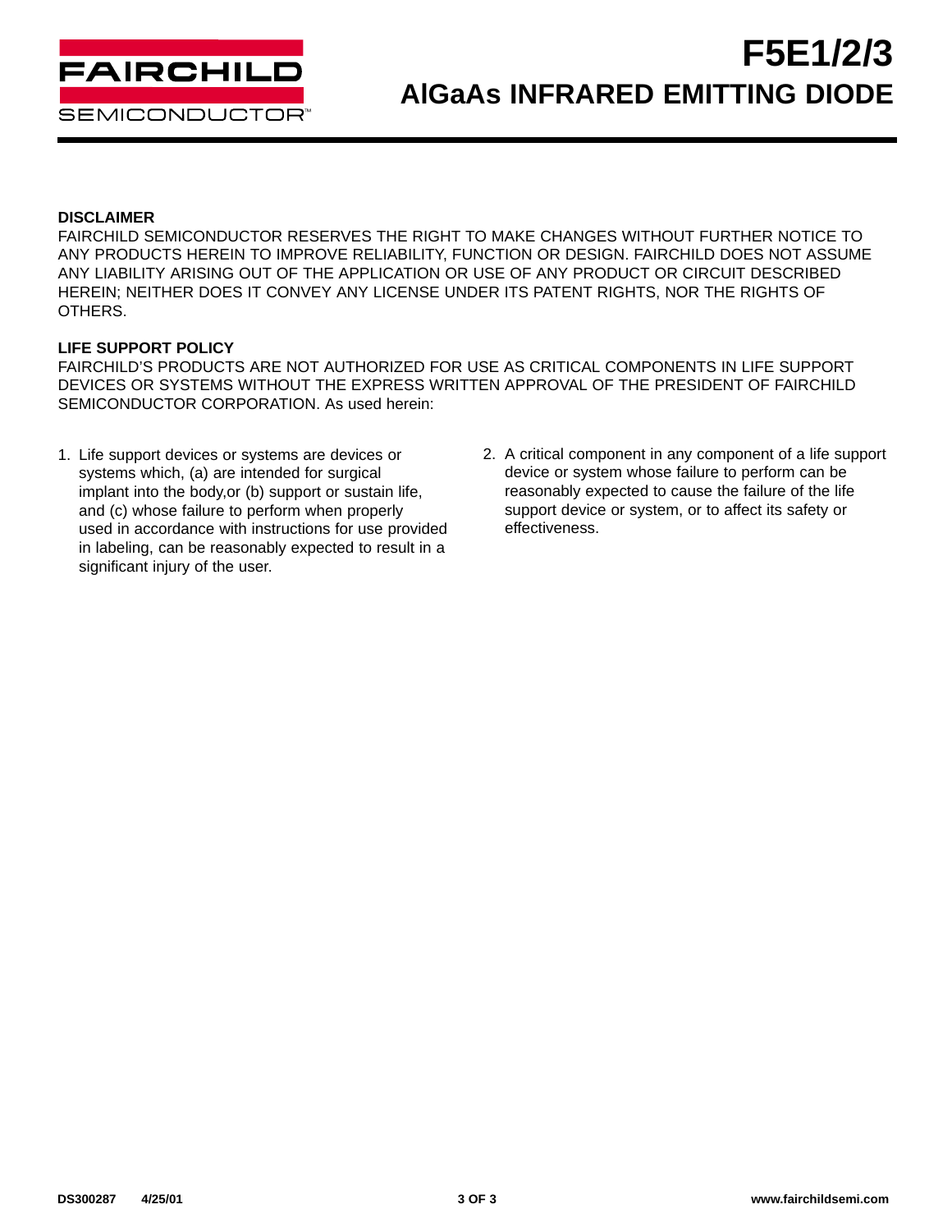# F5E1/2/3

## AlGaAs INFRARED EMITTING DIODE

**DISCLAIMER**

FAIRCHILD SEMICONDUCTOR RESERVES THE RIGHT TO MAKE CHANGES WITHOUT FURTHER NOTICE TO ANY PRODUCTS HEREIN TO IMPROVE RELIABILITY, FUNCTION OR DESIGN. FAIRCHILD DOES NOT ASSUME ANY LIABILITY ARISING OUT OF THE APPLICATION OR USE OF ANY PRODUCT OR CIRCUIT DESCRIBED HEREIN; NEITHER DOES IT CONVEY ANY LICENSE UNDER ITS PATENT RIGHTS, NOR THE RIGHTS OF OTHERS.

**LIFE SUPPORT POLICY**

FAIRCHILD'S PRODUCTS ARE NOT AUTHORIZED FOR USE AS CRITICAL COMPONENTS IN LIFE SUPPORT DEVICES OR SYSTEMS WITHOUT THE EXPRESS WRITTEN APPROVAL OF THE PRESIDENT OF FAIRCHILD SEMICONDUCTOR CORPORATION. As used herein:

1. Life support devices or systems are devices or systems which, (a) are intended for surgical implant into the body,or (b) support or sustain life, and (c) whose failure to perform when properly used in accordance with instructions for use provided in labeling, can be reasonably expected to result in a significant injury of the user.
2. A critical component in any component of a life support device or system whose failure to perform can be reasonably expected to cause the failure of the life support device or system, or to affect its safety or effectiveness.

DS300287 4/25/01 www.fairchildsemi.com